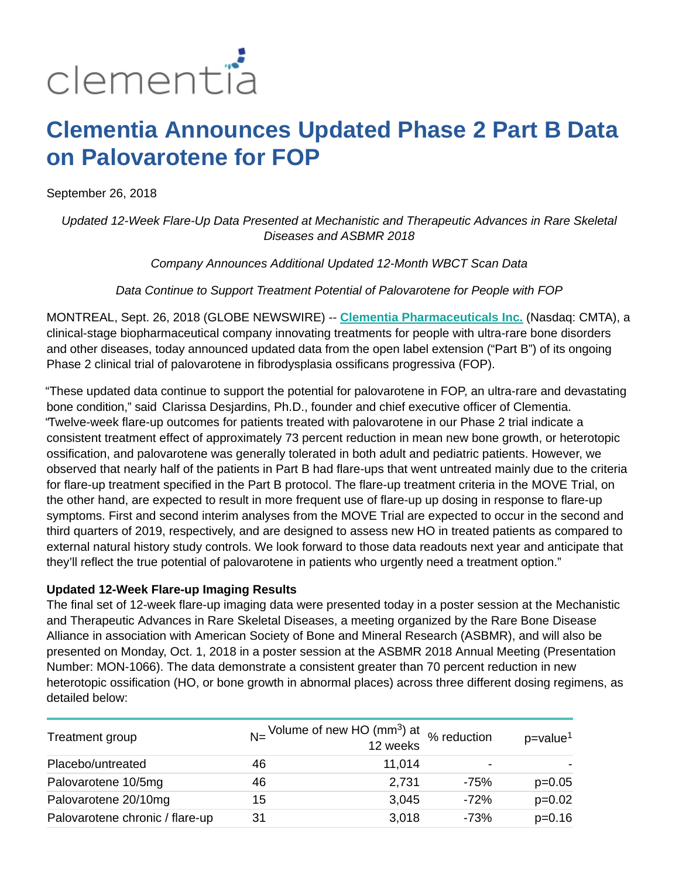clementia

# Clementia Announces Updated Phase 2 Part B Data on Palovarotene for FOP

September 26, 2018

*Updated 12-Week Flare-Up Data Presented at Mechanistic and Therapeutic Advances in Rare Skeletal Diseases and ASBMR 2018*

*Company Announces Additional Updated 12-Month WBCT Scan Data*

*Data Continue to Support Treatment Potential of Palovarotene for People with FOP*

MONTREAL, Sept. 26, 2018 (GLOBE NEWSWIRE) -- **Clementia Pharmaceuticals Inc.** (Nasdaq: CMTA), a clinical-stage biopharmaceutical company innovating treatments for people with ultra-rare bone disorders and other diseases, today announced updated data from the open label extension ("Part B") of its ongoing Phase 2 clinical trial of palovarotene in fibrodysplasia ossificans progressiva (FOP).

"These updated data continue to support the potential for palovarotene in FOP, an ultra-rare and devastating bone condition," said Clarissa Desjardins, Ph.D., founder and chief executive officer of Clementia. "Twelve-week flare-up outcomes for patients treated with palovarotene in our Phase 2 trial indicate a consistent treatment effect of approximately 73 percent reduction in mean new bone growth, or heterotopic ossification, and palovarotene was generally tolerated in both adult and pediatric patients. However, we observed that nearly half of the patients in Part B had flare-ups that went untreated mainly due to the criteria for flare-up treatment specified in the Part B protocol. The flare-up treatment criteria in the MOVE Trial, on the other hand, are expected to result in more frequent use of flare-up up dosing in response to flare-up symptoms. First and second interim analyses from the MOVE Trial are expected to occur in the second and third quarters of 2019, respectively, and are designed to assess new HO in treated patients as compared to external natural history study controls. We look forward to those data readouts next year and anticipate that they'll reflect the true potential of palovarotene in patients who urgently need a treatment option."

**Updated 12-Week Flare-up Imaging Results**

The final set of 12-week flare-up imaging data were presented today in a poster session at the Mechanistic and Therapeutic Advances in Rare Skeletal Diseases, a meeting organized by the Rare Bone Disease Alliance in association with American Society of Bone and Mineral Research (ASBMR), and will also be presented on Monday, Oct. 1, 2018 in a poster session at the ASBMR 2018 Annual Meeting (Presentation Number: MON-1066). The data demonstrate a consistent greater than 70 percent reduction in new heterotopic ossification (HO, or bone growth in abnormal places) across three different dosing regimens, as detailed below:

| Treatment group | N= | Volume of new HO ($mm^3$) at 12 weeks | % reduction | p=value[1] |
|---|---|---|---|---|
| Placebo/untreated | 46 | 11,014 | - | - |
| Palovarotene 10/5mg | 46 | 2,731 | -75% | p=0.05 |
| Palovarotene 20/10mg | 15 | 3,045 | -72% | p=0.02 |
| Palovarotene chronic / flare-up | 31 | 3,018 | -73% | p=0.16 |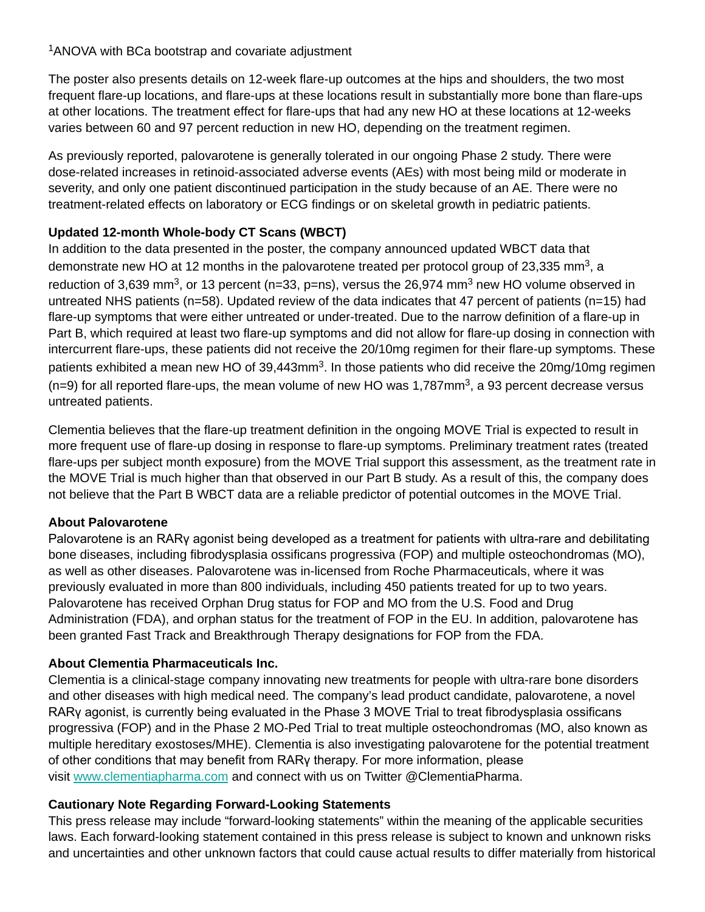[1]ANOVA with BCa bootstrap and covariate adjustment

The poster also presents details on 12-week flare-up outcomes at the hips and shoulders, the two most frequent flare-up locations, and flare-ups at these locations result in substantially more bone than flare-ups at other locations. The treatment effect for flare-ups that had any new HO at these locations at 12-weeks varies between 60 and 97 percent reduction in new HO, depending on the treatment regimen.

As previously reported, palovarotene is generally tolerated in our ongoing Phase 2 study. There were dose-related increases in retinoid-associated adverse events (AEs) with most being mild or moderate in severity, and only one patient discontinued participation in the study because of an AE. There were no treatment-related effects on laboratory or ECG findings or on skeletal growth in pediatric patients.

**Updated 12-month Whole-body CT Scans (WBCT)**
In addition to the data presented in the poster, the company announced updated WBCT data that demonstrate new HO at 12 months in the palovarotene treated per protocol group of 23,335 $mm^3$, a reduction of 3,639 $mm^3$, or 13 percent (n=33, p=ns), versus the 26,974 $mm^3$ new HO volume observed in untreated NHS patients (n=58). Updated review of the data indicates that 47 percent of patients (n=15) had flare-up symptoms that were either untreated or under-treated. Due to the narrow definition of a flare-up in Part B, which required at least two flare-up symptoms and did not allow for flare-up dosing in connection with intercurrent flare-ups, these patients did not receive the 20/10mg regimen for their flare-up symptoms. These patients exhibited a mean new HO of 39,443$mm^3$. In those patients who did receive the 20mg/10mg regimen (n=9) for all reported flare-ups, the mean volume of new HO was 1,787$mm^3$, a 93 percent decrease versus untreated patients.

Clementia believes that the flare-up treatment definition in the ongoing MOVE Trial is expected to result in more frequent use of flare-up dosing in response to flare-up symptoms. Preliminary treatment rates (treated flare-ups per subject month exposure) from the MOVE Trial support this assessment, as the treatment rate in the MOVE Trial is much higher than that observed in our Part B study. As a result of this, the company does not believe that the Part B WBCT data are a reliable predictor of potential outcomes in the MOVE Trial.

**About Palovarotene**
Palovarotene is an RARγ agonist being developed as a treatment for patients with ultra-rare and debilitating bone diseases, including fibrodysplasia ossificans progressiva (FOP) and multiple osteochondromas (MO), as well as other diseases. Palovarotene was in-licensed from Roche Pharmaceuticals, where it was previously evaluated in more than 800 individuals, including 450 patients treated for up to two years. Palovarotene has received Orphan Drug status for FOP and MO from the U.S. Food and Drug Administration (FDA), and orphan status for the treatment of FOP in the EU. In addition, palovarotene has been granted Fast Track and Breakthrough Therapy designations for FOP from the FDA.

**About Clementia Pharmaceuticals Inc.**
Clementia is a clinical-stage company innovating new treatments for people with ultra-rare bone disorders and other diseases with high medical need. The company's lead product candidate, palovarotene, a novel RARγ agonist, is currently being evaluated in the Phase 3 MOVE Trial to treat fibrodysplasia ossificans progressiva (FOP) and in the Phase 2 MO-Ped Trial to treat multiple osteochondromas (MO, also known as multiple hereditary exostoses/MHE). Clementia is also investigating palovarotene for the potential treatment of other conditions that may benefit from RARγ therapy. For more information, please visit [www.clementiapharma.com](http://www.clementiapharma.com) and connect with us on Twitter @ClementiaPharma.

**Cautionary Note Regarding Forward-Looking Statements**
This press release may include "forward-looking statements" within the meaning of the applicable securities laws. Each forward-looking statement contained in this press release is subject to known and unknown risks and uncertainties and other unknown factors that could cause actual results to differ materially from historical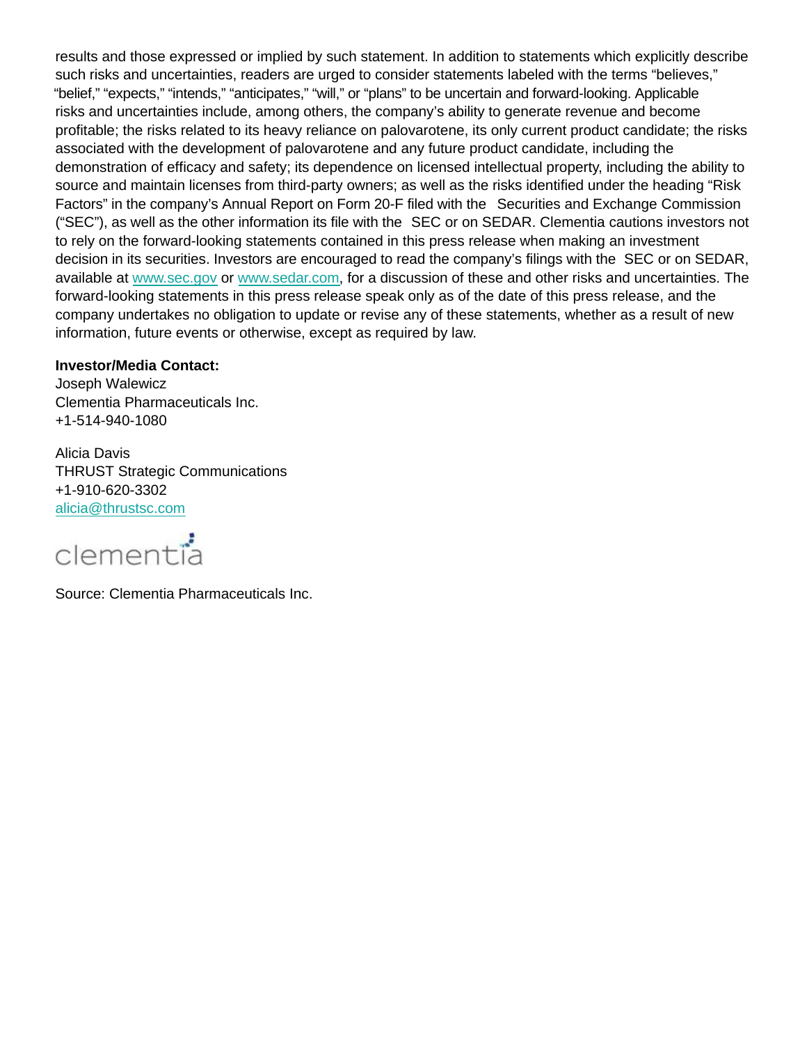results and those expressed or implied by such statement. In addition to statements which explicitly describe such risks and uncertainties, readers are urged to consider statements labeled with the terms “believes,” “belief,” “expects,” “intends,” “anticipates,” “will,” or “plans” to be uncertain and forward-looking. Applicable risks and uncertainties include, among others, the company’s ability to generate revenue and become profitable; the risks related to its heavy reliance on palovarotene, its only current product candidate; the risks associated with the development of palovarotene and any future product candidate, including the demonstration of efficacy and safety; its dependence on licensed intellectual property, including the ability to source and maintain licenses from third-party owners; as well as the risks identified under the heading “Risk Factors” in the company’s Annual Report on Form 20-F filed with the Securities and Exchange Commission (“SEC”), as well as the other information its file with the SEC or on SEDAR. Clementia cautions investors not to rely on the forward-looking statements contained in this press release when making an investment decision in its securities. Investors are encouraged to read the company’s filings with the SEC or on SEDAR, available at www.sec.gov or www.sedar.com, for a discussion of these and other risks and uncertainties. The forward-looking statements in this press release speak only as of the date of this press release, and the company undertakes no obligation to update or revise any of these statements, whether as a result of new information, future events or otherwise, except as required by law.

**Investor/Media Contact:**
Joseph Walewicz
Clementia Pharmaceuticals Inc.
+1-514-940-1080

Alicia Davis
THRUST Strategic Communications
+1-910-620-3302
alicia@thrustsc.com

clementia

Source: Clementia Pharmaceuticals Inc.